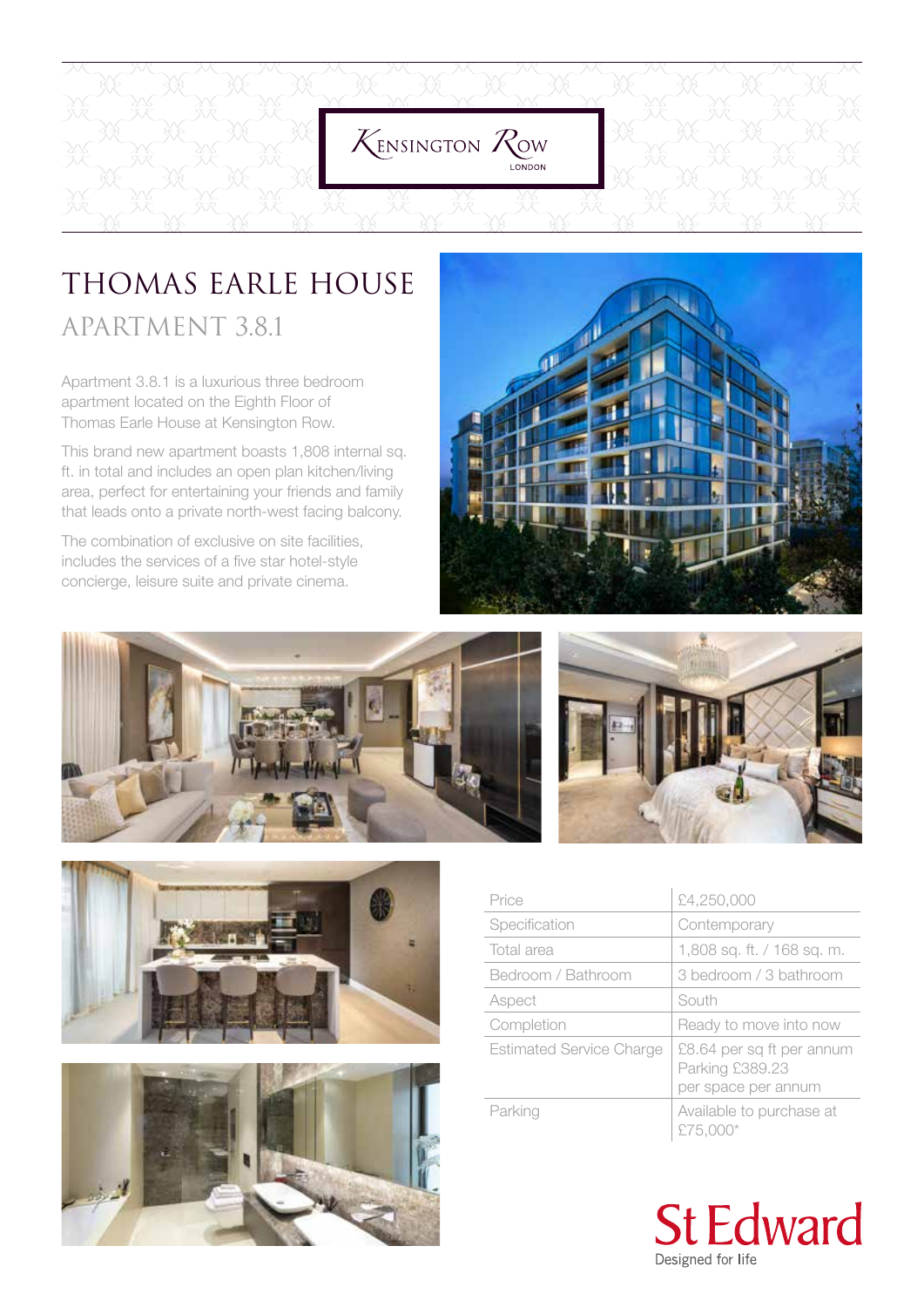Kensington Row
LONDON

# THOMAS EARLE HOUSE

## APARTMENT 3.8.1

Apartment 3.8.1 is a luxurious three bedroom apartment located on the Eighth Floor of Thomas Earle House at Kensington Row.

This brand new apartment boasts 1,808 internal sq. ft. in total and includes an open plan kitchen/living area, perfect for entertaining your friends and family that leads onto a private north-west facing balcony.

The combination of exclusive on site facilities, includes the services of a five star hotel-style concierge, leisure suite and private cinema.

| | |
|---|---|
| Price | £4,250,000 |
| Specification | Contemporary |
| Total area | 1,808 sq. ft. / 168 sq. m. |
| Bedroom / Bathroom | 3 bedroom / 3 bathroom |
| Aspect | South |
| Completion | Ready to move into now |
| Estimated Service Charge | £8.64 per sq ft per annum Parking £389.23 per space per annum |
| Parking | Available to purchase at £75,000* |

St Edward
Designed for life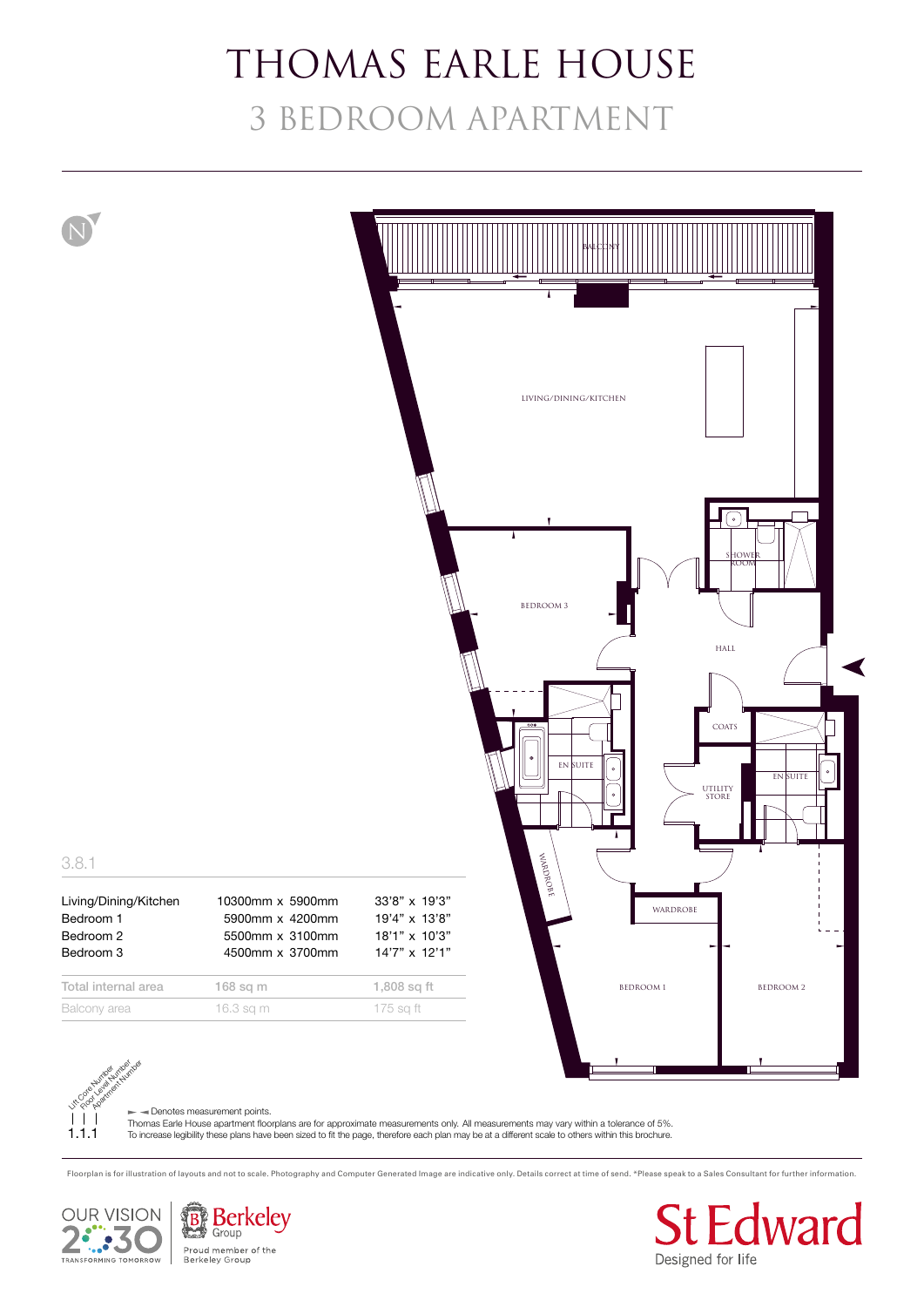# THOMAS EARLE HOUSE

## 3 BEDROOM APARTMENT

BALCONY

LIVING/DINING/KITCHEN

SHOWER ROOM

BEDROOM 3

HALL

COATS

EN SUITE

EN SUITE

UTILITY STORE

WARDROBE

WARDROBE

BEDROOM 1

BEDROOM 2

3.8.1

| | | |
|---|---|---|
| Living/Dining/Kitchen | 10300mm x 5900mm | 33'8" x 19'3" |
| Bedroom 1 | 5900mm x 4200mm | 19'4" x 13'8" |
| Bedroom 2 | 5500mm x 3100mm | 18'1" x 10'3" |
| Bedroom 3 | 4500mm x 3700mm | 14'7" x 12'1" |
| Total internal area | 168 sq m | 1,808 sq ft |
| Balcony area | 16.3 sq m | 175 sq ft |

Lift Core Number
Floor Level Number
Apartment Number

1.1.1

► ◄ Denotes measurement points.
Thomas Earle House apartment floorplans are for approximate measurements only. All measurements may vary within a tolerance of 5%.
To increase legibility these plans have been sized to fit the page, therefore each plan may be at a different scale to others within this brochure.

Floorplan is for illustration of layouts and not to scale. Photography and Computer Generated Image are indicative only. Details correct at time of send. *Please speak to a Sales Consultant for further information.

OUR VISION 2030 TRANSFORMING TOMORROW

Berkeley Group
Proud member of the Berkeley Group

St Edward
Designed for life